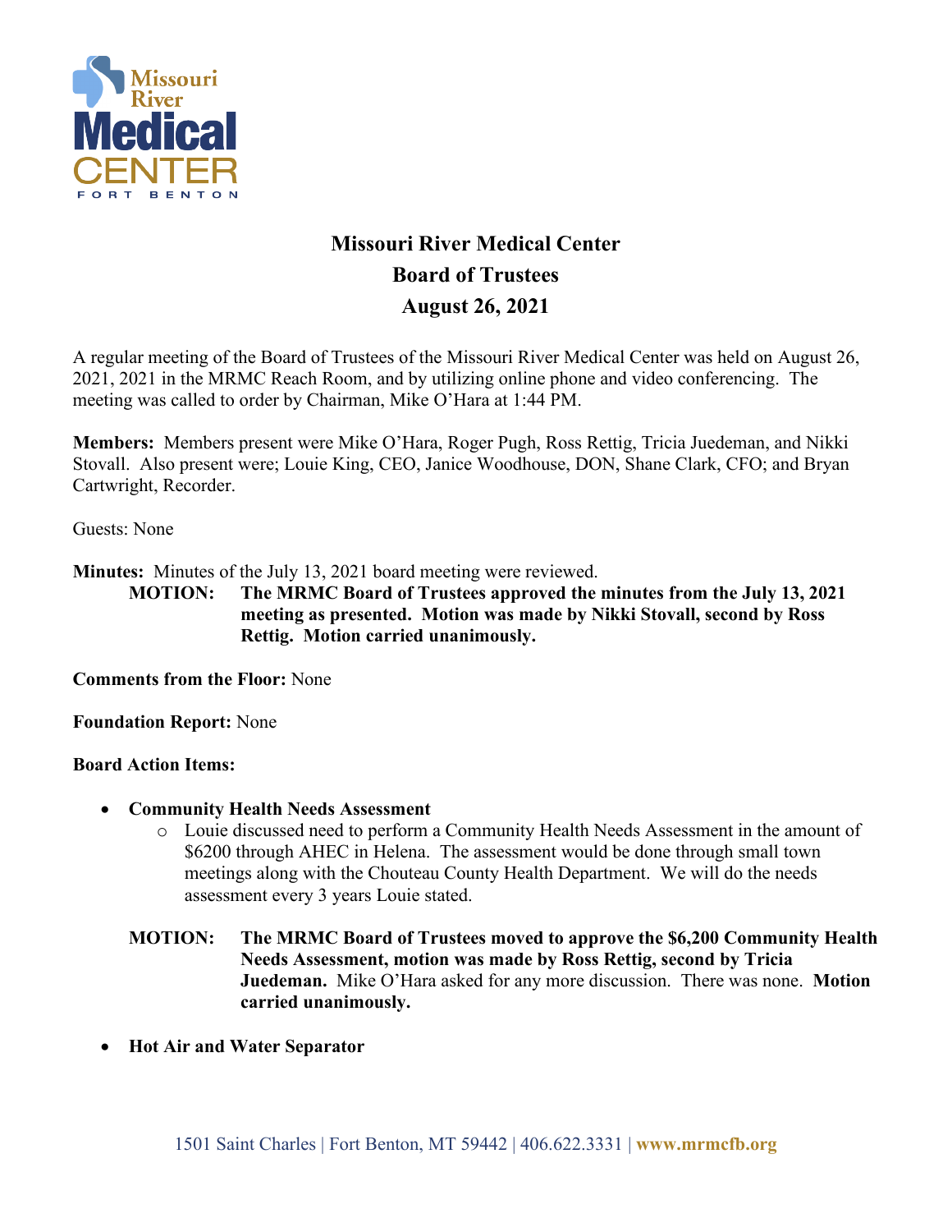# Missouri River Medical Center
## Board of Trustees
## August 26, 2021

A regular meeting of the Board of Trustees of the Missouri River Medical Center was held on August 26, 2021, 2021 in the MRMC Reach Room, and by utilizing online phone and video conferencing. The meeting was called to order by Chairman, Mike O'Hara at 1:44 PM.

**Members:** Members present were Mike O'Hara, Roger Pugh, Ross Rettig, Tricia Juedeman, and Nikki Stovall. Also present were; Louie King, CEO, Janice Woodhouse, DON, Shane Clark, CFO; and Bryan Cartwright, Recorder.

Guests: None

**Minutes:** Minutes of the July 13, 2021 board meeting were reviewed.

> **MOTION: The MRMC Board of Trustees approved the minutes from the July 13, 2021 meeting as presented. Motion was made by Nikki Stovall, second by Ross Rettig. Motion carried unanimously.**

**Comments from the Floor:** None

**Foundation Report:** None

**Board Action Items:**

- **Community Health Needs Assessment**
  - Louie discussed need to perform a Community Health Needs Assessment in the amount of $6200 through AHEC in Helena. The assessment would be done through small town meetings along with the Chouteau County Health Department. We will do the needs assessment every 3 years Louie stated.

  > **MOTION: The MRMC Board of Trustees moved to approve the $6,200 Community Health Needs Assessment, motion was made by Ross Rettig, second by Tricia Juedeman.** Mike O'Hara asked for any more discussion. There was none. **Motion carried unanimously.**

- **Hot Air and Water Separator**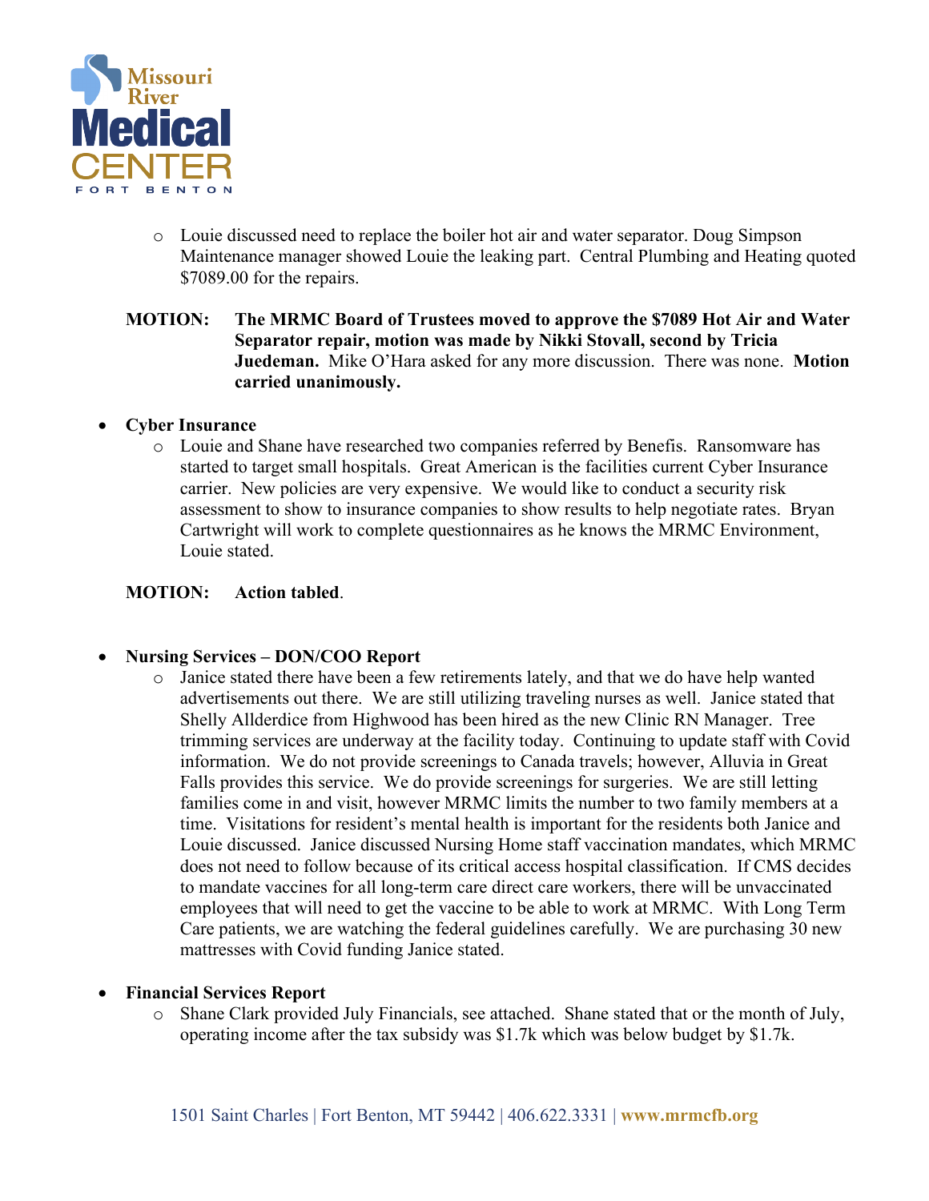- Louie discussed need to replace the boiler hot air and water separator. Doug Simpson Maintenance manager showed Louie the leaking part. Central Plumbing and Heating quoted $7089.00 for the repairs.

**MOTION:** **The MRMC Board of Trustees moved to approve the $7089 Hot Air and Water Separator repair, motion was made by Nikki Stovall, second by Tricia Juedeman.** Mike O'Hara asked for any more discussion. There was none. **Motion carried unanimously.**

- **Cyber Insurance**
  - Louie and Shane have researched two companies referred by Benefis. Ransomware has started to target small hospitals. Great American is the facilities current Cyber Insurance carrier. New policies are very expensive. We would like to conduct a security risk assessment to show to insurance companies to show results to help negotiate rates. Bryan Cartwright will work to complete questionnaires as he knows the MRMC Environment, Louie stated.

**MOTION:** **Action tabled**.

- **Nursing Services – DON/COO Report**
  - Janice stated there have been a few retirements lately, and that we do have help wanted advertisements out there. We are still utilizing traveling nurses as well. Janice stated that Shelly Allderdice from Highwood has been hired as the new Clinic RN Manager. Tree trimming services are underway at the facility today. Continuing to update staff with Covid information. We do not provide screenings to Canada travels; however, Alluvia in Great Falls provides this service. We do provide screenings for surgeries. We are still letting families come in and visit, however MRMC limits the number to two family members at a time. Visitations for resident's mental health is important for the residents both Janice and Louie discussed. Janice discussed Nursing Home staff vaccination mandates, which MRMC does not need to follow because of its critical access hospital classification. If CMS decides to mandate vaccines for all long-term care direct care workers, there will be unvaccinated employees that will need to get the vaccine to be able to work at MRMC. With Long Term Care patients, we are watching the federal guidelines carefully. We are purchasing 30 new mattresses with Covid funding Janice stated.

- **Financial Services Report**
  - Shane Clark provided July Financials, see attached. Shane stated that or the month of July, operating income after the tax subsidy was $1.7k which was below budget by $1.7k.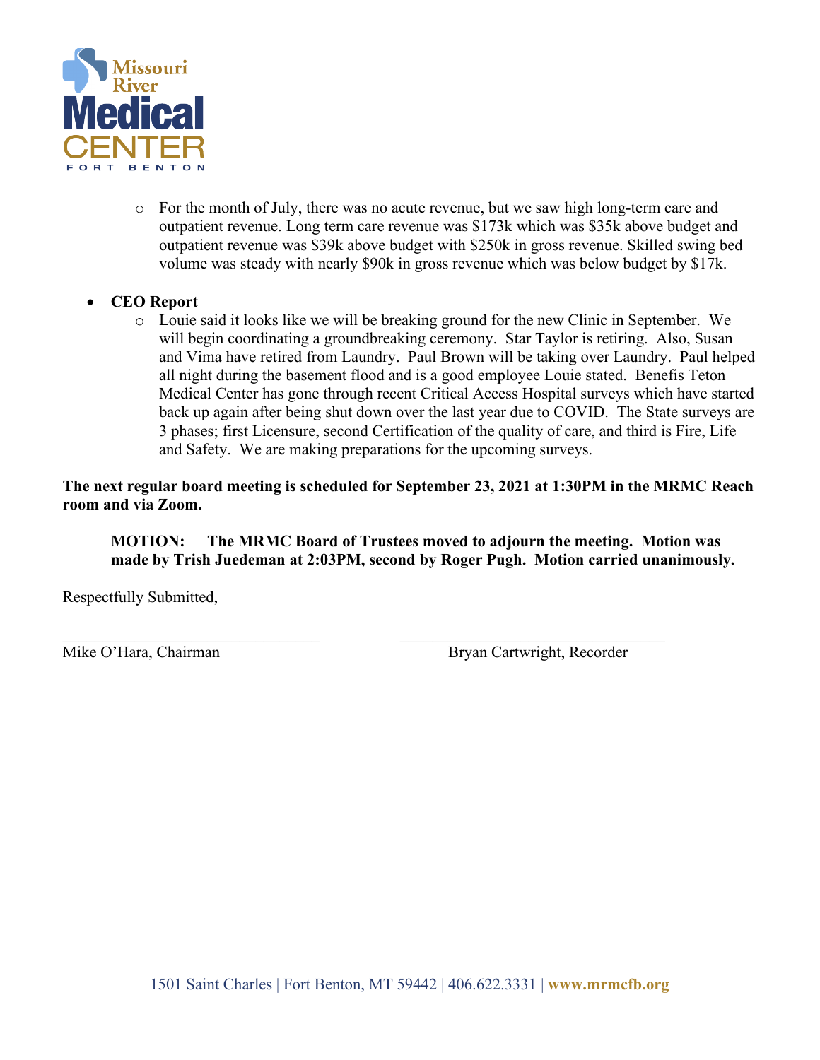- For the month of July, there was no acute revenue, but we saw high long-term care and outpatient revenue. Long term care revenue was $173k which was $35k above budget and outpatient revenue was $39k above budget with $250k in gross revenue. Skilled swing bed volume was steady with nearly $90k in gross revenue which was below budget by $17k.

- **CEO Report**
   - Louie said it looks like we will be breaking ground for the new Clinic in September. We will begin coordinating a groundbreaking ceremony. Star Taylor is retiring. Also, Susan and Vima have retired from Laundry. Paul Brown will be taking over Laundry. Paul helped all night during the basement flood and is a good employee Louie stated. Benefis Teton Medical Center has gone through recent Critical Access Hospital surveys which have started back up again after being shut down over the last year due to COVID. The State surveys are 3 phases; first Licensure, second Certification of the quality of care, and third is Fire, Life and Safety. We are making preparations for the upcoming surveys.

**The next regular board meeting is scheduled for September 23, 2021 at 1:30PM in the MRMC Reach room and via Zoom.**

**MOTION: The MRMC Board of Trustees moved to adjourn the meeting. Motion was made by Trish Juedeman at 2:03PM, second by Roger Pugh. Motion carried unanimously.**

Respectfully Submitted,

\_\_\_\_\_\_\_\_\_\_\_\_\_\_\_\_\_\_\_\_\_\_\_\_\_\_\_\_\_\_\_\_ \_\_\_\_\_\_\_\_\_\_\_\_\_\_\_\_\_\_\_\_\_\_\_\_\_\_\_\_\_\_\_\_

Mike O'Hara, Chairman Bryan Cartwright, Recorder